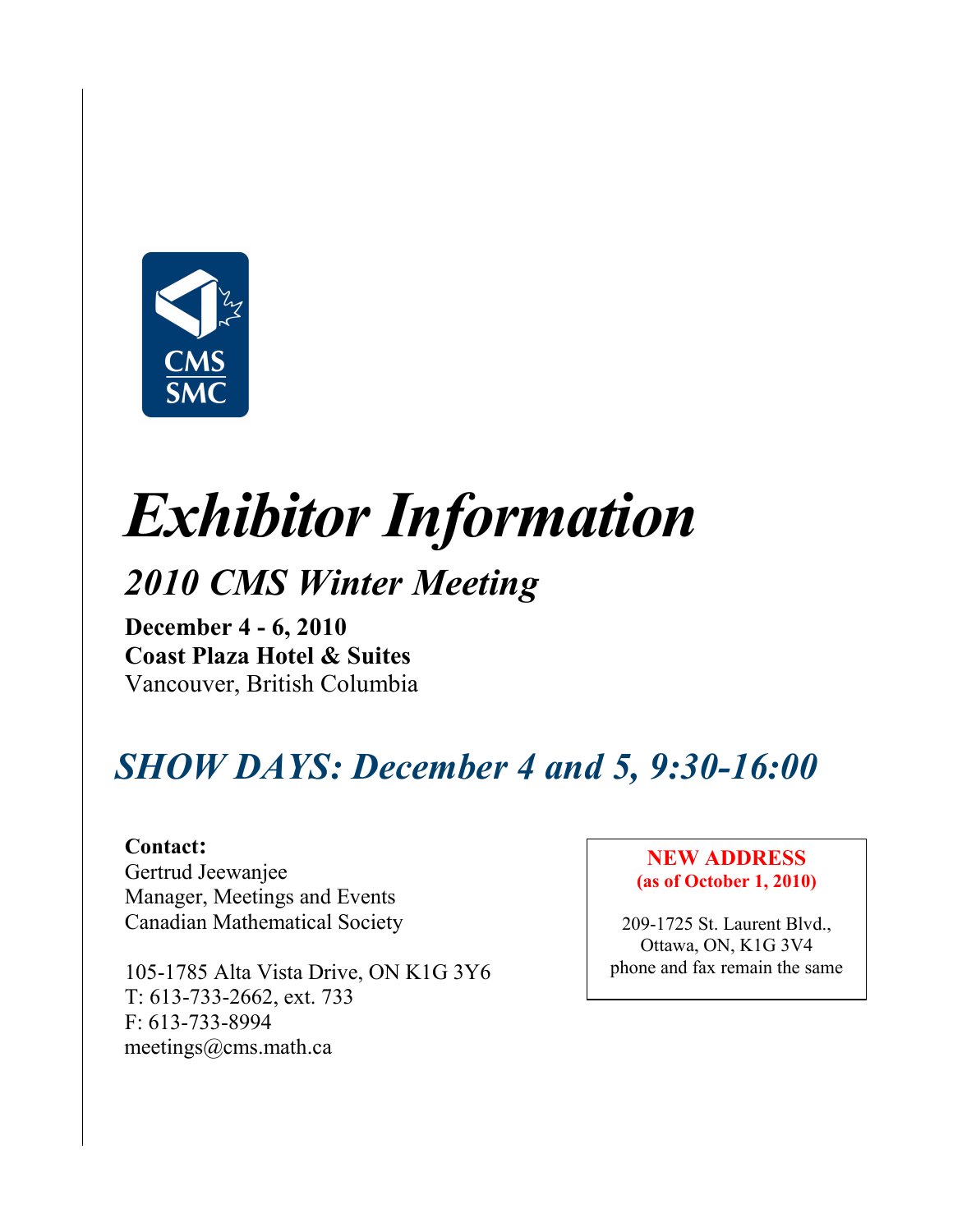CMS
SMC

# *Exhibitor Information*

## *2010 CMS Winter Meeting*

**December 4 - 6, 2010**
**Coast Plaza Hotel & Suites**
Vancouver, British Columbia

## *SHOW DAYS: December 4 and 5, 9:30-16:00*

**Contact:**
Gertrud Jeewanjee
Manager, Meetings and Events
Canadian Mathematical Society

105-1785 Alta Vista Drive, ON K1G 3Y6
T: 613-733-2662, ext. 733
F: 613-733-8994
meetings@cms.math.ca

**NEW ADDRESS**
**(as of October 1, 2010)**

209-1725 St. Laurent Blvd.,
Ottawa, ON, K1G 3V4
phone and fax remain the same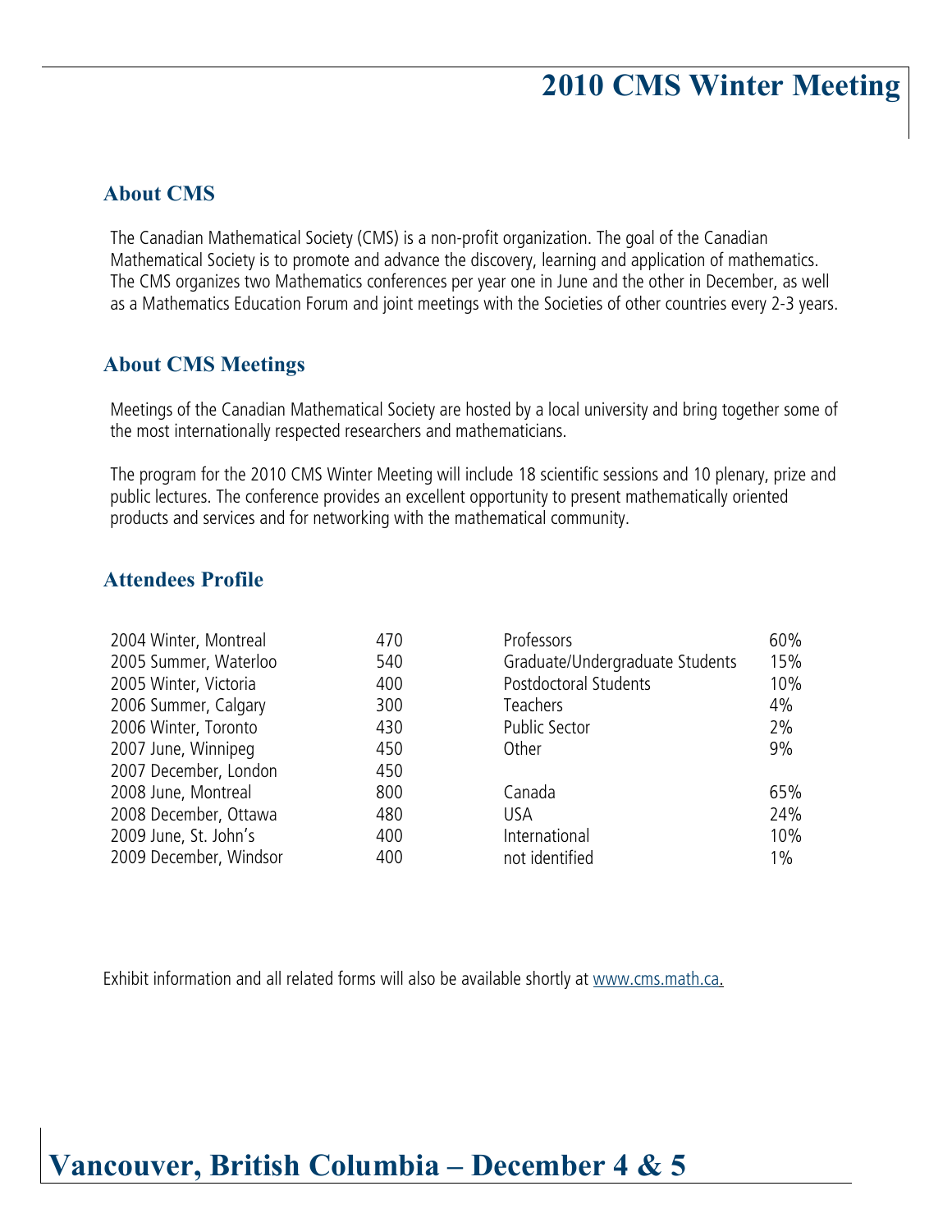# 2010 CMS Winter Meeting

## About CMS

The Canadian Mathematical Society (CMS) is a non-profit organization. The goal of the Canadian Mathematical Society is to promote and advance the discovery, learning and application of mathematics. The CMS organizes two Mathematics conferences per year one in June and the other in December, as well as a Mathematics Education Forum and joint meetings with the Societies of other countries every 2-3 years.

## About CMS Meetings

Meetings of the Canadian Mathematical Society are hosted by a local university and bring together some of the most internationally respected researchers and mathematicians.

The program for the 2010 CMS Winter Meeting will include 18 scientific sessions and 10 plenary, prize and public lectures. The conference provides an excellent opportunity to present mathematically oriented products and services and for networking with the mathematical community.

## Attendees Profile

| Meeting | Attendees |
|---|---|
| 2004 Winter, Montreal | 470 |
| 2005 Summer, Waterloo | 540 |
| 2005 Winter, Victoria | 400 |
| 2006 Summer, Calgary | 300 |
| 2006 Winter, Toronto | 430 |
| 2007 June, Winnipeg | 450 |
| 2007 December, London | 450 |
| 2008 June, Montreal | 800 |
| 2008 December, Ottawa | 480 |
| 2009 June, St. John's | 400 |
| 2009 December, Windsor | 400 |

| Category | Percentage |
|---|---|
| Professors | 60% |
| Graduate/Undergraduate Students | 15% |
| Postdoctoral Students | 10% |
| Teachers | 4% |
| Public Sector | 2% |
| Other | 9% |

| Origin | Percentage |
|---|---|
| Canada | 65% |
| USA | 24% |
| International | 10% |
| not identified | 1% |

Exhibit information and all related forms will also be available shortly at www.cms.math.ca.

# Vancouver, British Columbia – December 4 & 5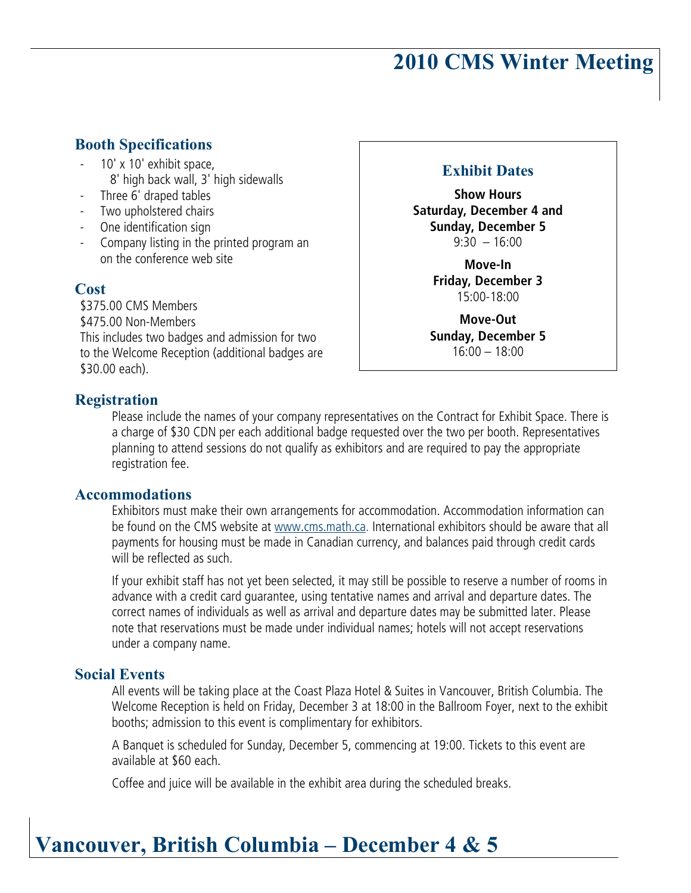# 2010 CMS Winter Meeting

## Booth Specifications

- 10' x 10' exhibit space, 8' high back wall, 3' high sidewalls
- Three 6' draped tables
- Two upholstered chairs
- One identification sign
- Company listing in the printed program an on the conference web site

## Cost

$375.00 CMS Members
$475.00 Non-Members
This includes two badges and admission for two to the Welcome Reception (additional badges are $30.00 each).

## Exhibit Dates

**Show Hours**
**Saturday, December 4 and Sunday, December 5**
9:30 – 16:00

**Move-In**
**Friday, December 3**
15:00-18:00

**Move-Out**
**Sunday, December 5**
16:00 – 18:00

## Registration

Please include the names of your company representatives on the Contract for Exhibit Space. There is a charge of $30 CDN per each additional badge requested over the two per booth. Representatives planning to attend sessions do not qualify as exhibitors and are required to pay the appropriate registration fee.

## Accommodations

Exhibitors must make their own arrangements for accommodation. Accommodation information can be found on the CMS website at www.cms.math.ca. International exhibitors should be aware that all payments for housing must be made in Canadian currency, and balances paid through credit cards will be reflected as such.

If your exhibit staff has not yet been selected, it may still be possible to reserve a number of rooms in advance with a credit card guarantee, using tentative names and arrival and departure dates. The correct names of individuals as well as arrival and departure dates may be submitted later. Please note that reservations must be made under individual names; hotels will not accept reservations under a company name.

## Social Events

All events will be taking place at the Coast Plaza Hotel & Suites in Vancouver, British Columbia. The Welcome Reception is held on Friday, December 3 at 18:00 in the Ballroom Foyer, next to the exhibit booths; admission to this event is complimentary for exhibitors.

A Banquet is scheduled for Sunday, December 5, commencing at 19:00. Tickets to this event are available at $60 each.

Coffee and juice will be available in the exhibit area during the scheduled breaks.

# Vancouver, British Columbia – December 4 & 5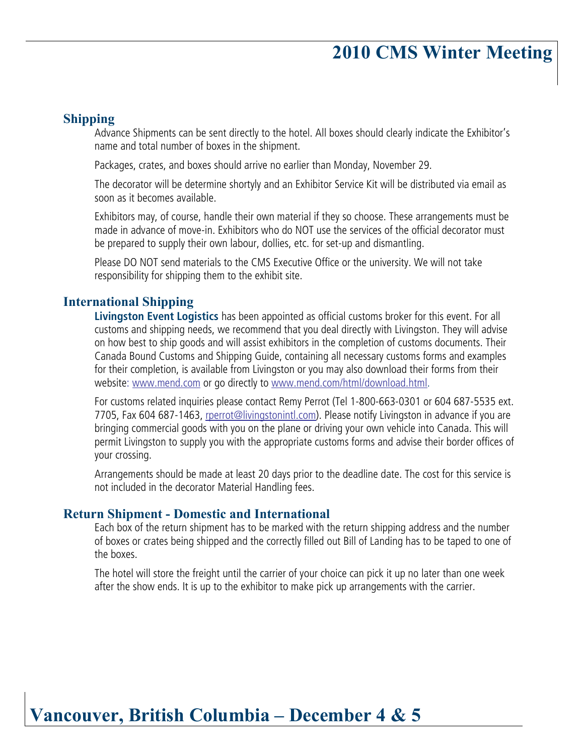## Shipping

Advance Shipments can be sent directly to the hotel. All boxes should clearly indicate the Exhibitor's name and total number of boxes in the shipment.

Packages, crates, and boxes should arrive no earlier than Monday, November 29.

The decorator will be determine shortyly and an Exhibitor Service Kit will be distributed via email as soon as it becomes available.

Exhibitors may, of course, handle their own material if they so choose. These arrangements must be made in advance of move-in. Exhibitors who do NOT use the services of the official decorator must be prepared to supply their own labour, dollies, etc. for set-up and dismantling.

Please DO NOT send materials to the CMS Executive Office or the university. We will not take responsibility for shipping them to the exhibit site.

## International Shipping

**Livingston Event Logistics** has been appointed as official customs broker for this event. For all customs and shipping needs, we recommend that you deal directly with Livingston. They will advise on how best to ship goods and will assist exhibitors in the completion of customs documents. Their Canada Bound Customs and Shipping Guide, containing all necessary customs forms and examples for their completion, is available from Livingston or you may also download their forms from their website: www.mend.com or go directly to www.mend.com/html/download.html.

For customs related inquiries please contact Remy Perrot (Tel 1-800-663-0301 or 604 687-5535 ext. 7705, Fax 604 687-1463, rperrot@livingstonintl.com). Please notify Livingston in advance if you are bringing commercial goods with you on the plane or driving your own vehicle into Canada. This will permit Livingston to supply you with the appropriate customs forms and advise their border offices of your crossing.

Arrangements should be made at least 20 days prior to the deadline date. The cost for this service is not included in the decorator Material Handling fees.

## Return Shipment - Domestic and International

Each box of the return shipment has to be marked with the return shipping address and the number of boxes or crates being shipped and the correctly filled out Bill of Landing has to be taped to one of the boxes.

The hotel will store the freight until the carrier of your choice can pick it up no later than one week after the show ends. It is up to the exhibitor to make pick up arrangements with the carrier.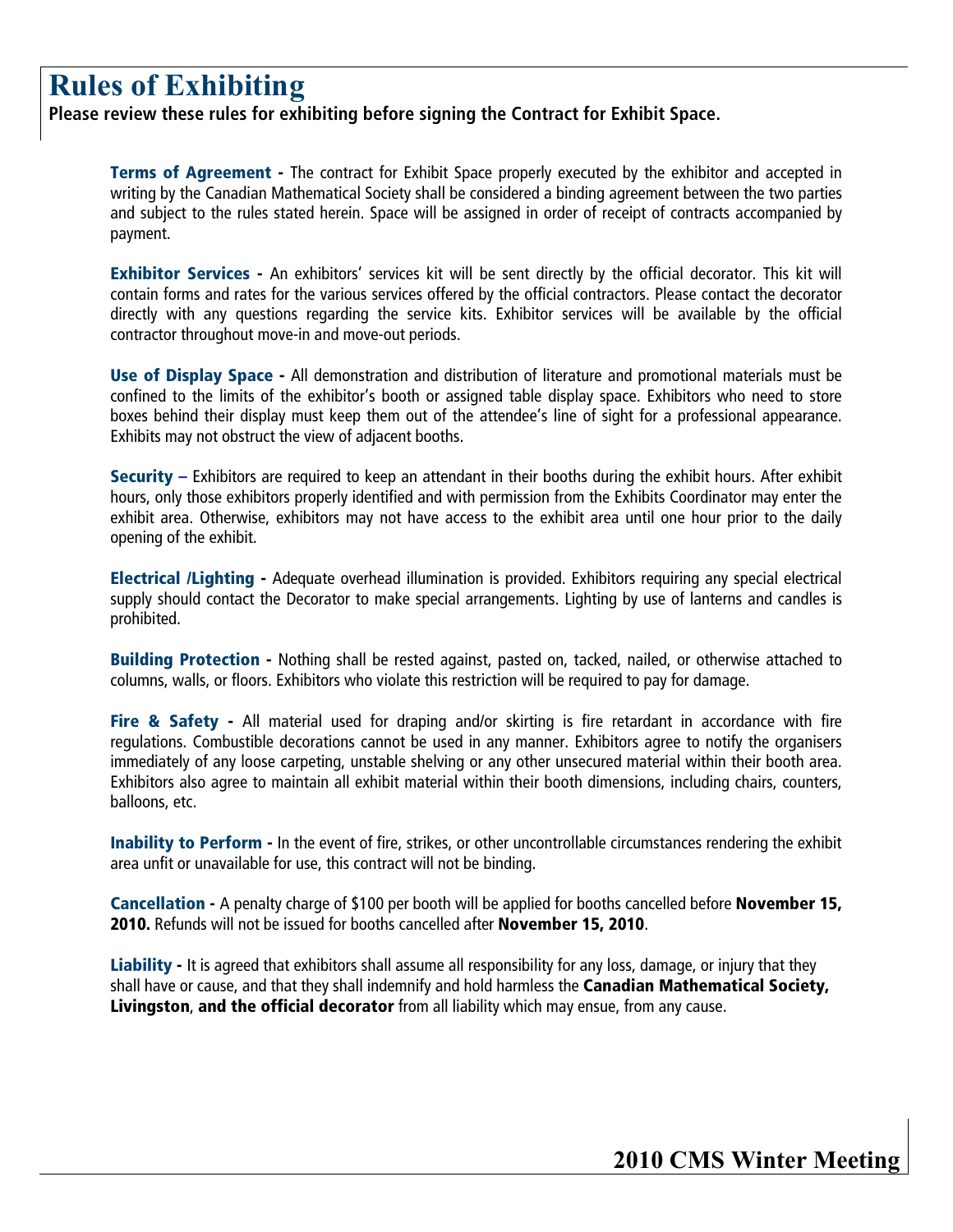# Rules of Exhibiting

**Please review these rules for exhibiting before signing the Contract for Exhibit Space.**

**Terms of Agreement -** The contract for Exhibit Space properly executed by the exhibitor and accepted in writing by the Canadian Mathematical Society shall be considered a binding agreement between the two parties and subject to the rules stated herein. Space will be assigned in order of receipt of contracts accompanied by payment.

**Exhibitor Services -** An exhibitors' services kit will be sent directly by the official decorator. This kit will contain forms and rates for the various services offered by the official contractors. Please contact the decorator directly with any questions regarding the service kits. Exhibitor services will be available by the official contractor throughout move-in and move-out periods.

**Use of Display Space -** All demonstration and distribution of literature and promotional materials must be confined to the limits of the exhibitor's booth or assigned table display space. Exhibitors who need to store boxes behind their display must keep them out of the attendee's line of sight for a professional appearance. Exhibits may not obstruct the view of adjacent booths.

**Security –** Exhibitors are required to keep an attendant in their booths during the exhibit hours. After exhibit hours, only those exhibitors properly identified and with permission from the Exhibits Coordinator may enter the exhibit area. Otherwise, exhibitors may not have access to the exhibit area until one hour prior to the daily opening of the exhibit.

**Electrical /Lighting -** Adequate overhead illumination is provided. Exhibitors requiring any special electrical supply should contact the Decorator to make special arrangements. Lighting by use of lanterns and candles is prohibited.

**Building Protection -** Nothing shall be rested against, pasted on, tacked, nailed, or otherwise attached to columns, walls, or floors. Exhibitors who violate this restriction will be required to pay for damage.

**Fire & Safety -** All material used for draping and/or skirting is fire retardant in accordance with fire regulations. Combustible decorations cannot be used in any manner. Exhibitors agree to notify the organisers immediately of any loose carpeting, unstable shelving or any other unsecured material within their booth area. Exhibitors also agree to maintain all exhibit material within their booth dimensions, including chairs, counters, balloons, etc.

**Inability to Perform -** In the event of fire, strikes, or other uncontrollable circumstances rendering the exhibit area unfit or unavailable for use, this contract will not be binding.

**Cancellation -** A penalty charge of $100 per booth will be applied for booths cancelled before **November 15, 2010.** Refunds will not be issued for booths cancelled after **November 15, 2010**.

**Liability -** It is agreed that exhibitors shall assume all responsibility for any loss, damage, or injury that they shall have or cause, and that they shall indemnify and hold harmless the **Canadian Mathematical Society, Livingston**, **and the official decorator** from all liability which may ensue, from any cause.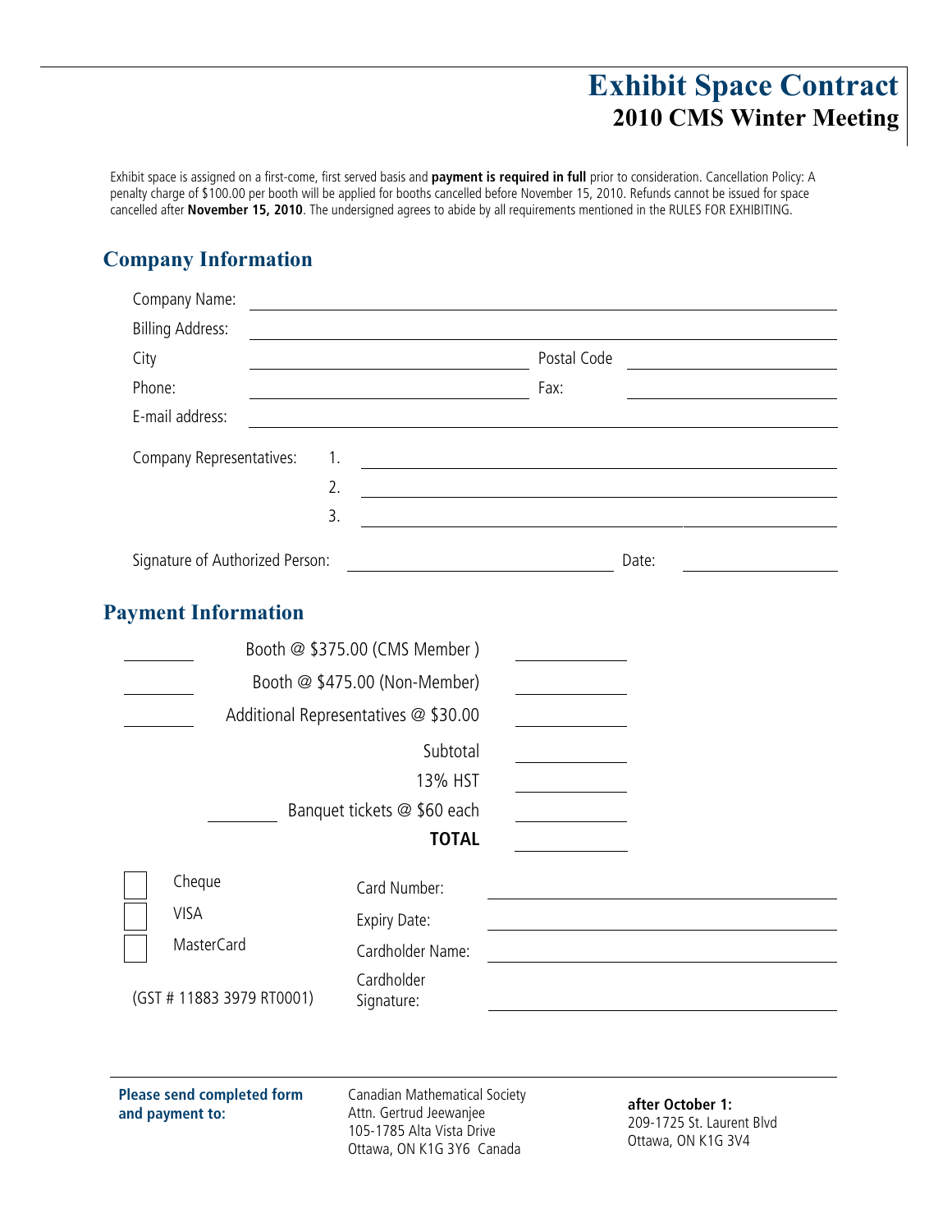# Exhibit Space Contract
## 2010 CMS Winter Meeting

Exhibit space is assigned on a first-come, first served basis and **payment is required in full** prior to consideration. Cancellation Policy: A penalty charge of $100.00 per booth will be applied for booths cancelled before November 15, 2010. Refunds cannot be issued for space cancelled after **November 15, 2010**. The undersigned agrees to abide by all requirements mentioned in the RULES FOR EXHIBITING.

## Company Information

Company Name: ______________________________

Billing Address: ______________________________

City ______________________ Postal Code ______________

Phone: ______________________ Fax: ______________

E-mail address: ______________________________

Company Representatives:
1. ______________________________
2. ______________________________
3. ______________________________

Signature of Authorized Person: ______________________ Date: ______________

## Payment Information

| Quantity | Item | Amount |
|---|---|---|
| ________ | Booth @ $375.00 (CMS Member ) | ________ |
| ________ | Booth @ $475.00 (Non-Member) | ________ |
| ________ | Additional Representatives @ $30.00 | ________ |
| | Subtotal | ________ |
| | 13% HST | ________ |
| ________ | Banquet tickets @ $60 each | ________ |
| | **TOTAL** | ________ |

☐ Cheque
☐ VISA
☐ MasterCard

(GST # 11883 3979 RT0001)

Card Number: ______________________________

Expiry Date: ______________________________

Cardholder Name: ______________________________

Cardholder Signature: ______________________________

**Please send completed form and payment to:**

Canadian Mathematical Society
Attn. Gertrud Jeewanjee
105-1785 Alta Vista Drive
Ottawa, ON K1G 3Y6 Canada

**after October 1:**
209-1725 St. Laurent Blvd
Ottawa, ON K1G 3V4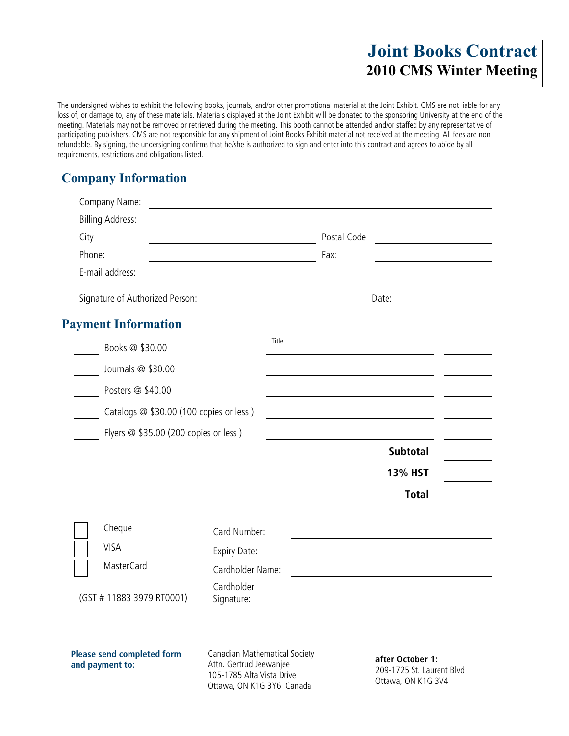# Joint Books Contract
## 2010 CMS Winter Meeting

The undersigned wishes to exhibit the following books, journals, and/or other promotional material at the Joint Exhibit. CMS are not liable for any loss of, or damage to, any of these materials. Materials displayed at the Joint Exhibit will be donated to the sponsoring University at the end of the meeting. Materials may not be removed or retrieved during the meeting. This booth cannot be attended and/or staffed by any representative of participating publishers. CMS are not responsible for any shipment of Joint Books Exhibit material not received at the meeting. All fees are non refundable. By signing, the undersigning confirms that he/she is authorized to sign and enter into this contract and agrees to abide by all requirements, restrictions and obligations listed.

## Company Information

Company Name: ______________________________

Billing Address: ______________________________

City ______________________ Postal Code ______________

Phone: ______________________ Fax: ______________

E-mail address: ______________________________

Signature of Authorized Person: ______________________ Date: ____________

## Payment Information

| | | Title | |
|---|---|---|---|
| ____ | Books @ $30.00 | ______________________ | ________ |
| ____ | Journals @ $30.00 | ______________________ | ________ |
| ____ | Posters @ $40.00 | ______________________ | ________ |
| ____ | Catalogs @ $30.00 (100 copies or less ) | ______________________ | ________ |
| ____ | Flyers @ $35.00 (200 copies or less ) | ______________________ | ________ |
| | | **Subtotal** | ________ |
| | | **13% HST** | ________ |
| | | **Total** | ________ |

☐ Cheque

☐ VISA

☐ MasterCard

(GST # 11883 3979 RT0001)

Card Number: ______________________

Expiry Date: ______________________

Cardholder Name: ______________________

Cardholder Signature: ______________________

**Please send completed form and payment to:**

Canadian Mathematical Society
Attn. Gertrud Jeewanjee
105-1785 Alta Vista Drive
Ottawa, ON K1G 3Y6 Canada

**after October 1:**
209-1725 St. Laurent Blvd
Ottawa, ON K1G 3V4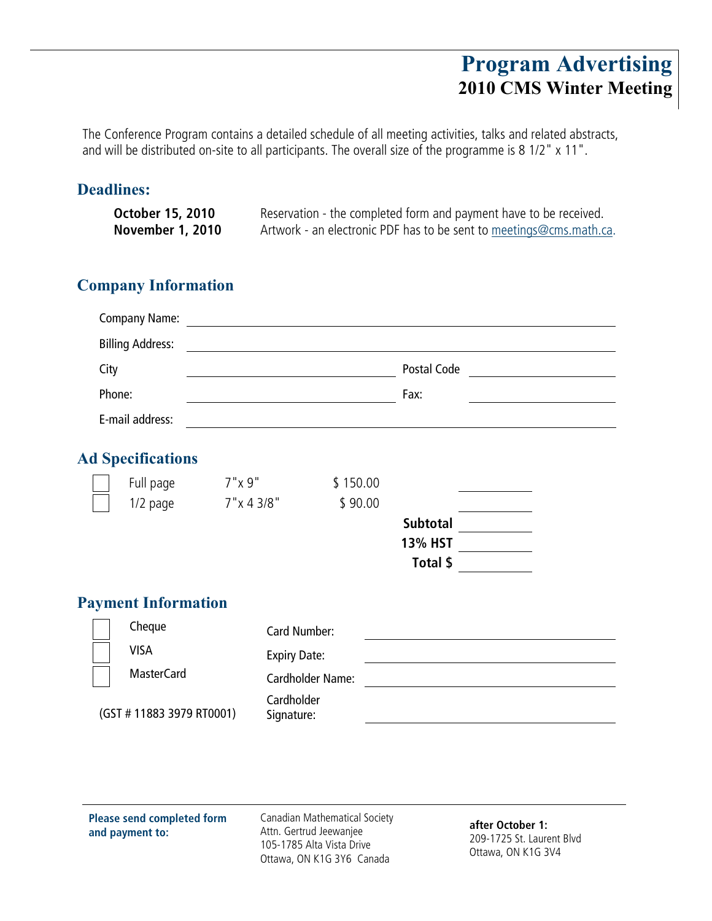# Program Advertising
## 2010 CMS Winter Meeting

The Conference Program contains a detailed schedule of all meeting activities, talks and related abstracts, and will be distributed on-site to all participants. The overall size of the programme is 8 1/2" x 11".

### Deadlines:

**October 15, 2010** Reservation - the completed form and payment have to be received.
**November 1, 2010** Artwork - an electronic PDF has to be sent to meetings@cms.math.ca.

### Company Information

Company Name: ____________________

Billing Address: ____________________

City ____________________ Postal Code ____________________

Phone: ____________________ Fax: ____________________

E-mail address: ____________________

### Ad Specifications

| | | | | |
|---|---|---|---|---|
| ☐ | Full page | 7"x 9" | $ 150.00 | ________ |
| ☐ | 1/2 page | 7"x 4 3/8" | $ 90.00 | ________ |
| | | | **Subtotal** | ________ |
| | | | **13% HST** | ________ |
| | | | **Total $** | ________ |

### Payment Information

☐ Cheque
☐ VISA
☐ MasterCard

(GST # 11883 3979 RT0001)

Card Number: ____________________

Expiry Date: ____________________

Cardholder Name: ____________________

Cardholder Signature: ____________________

---

**Please send completed form and payment to:**

Canadian Mathematical Society
Attn. Gertrud Jeewanjee
105-1785 Alta Vista Drive
Ottawa, ON K1G 3Y6 Canada

**after October 1:**
209-1725 St. Laurent Blvd
Ottawa, ON K1G 3V4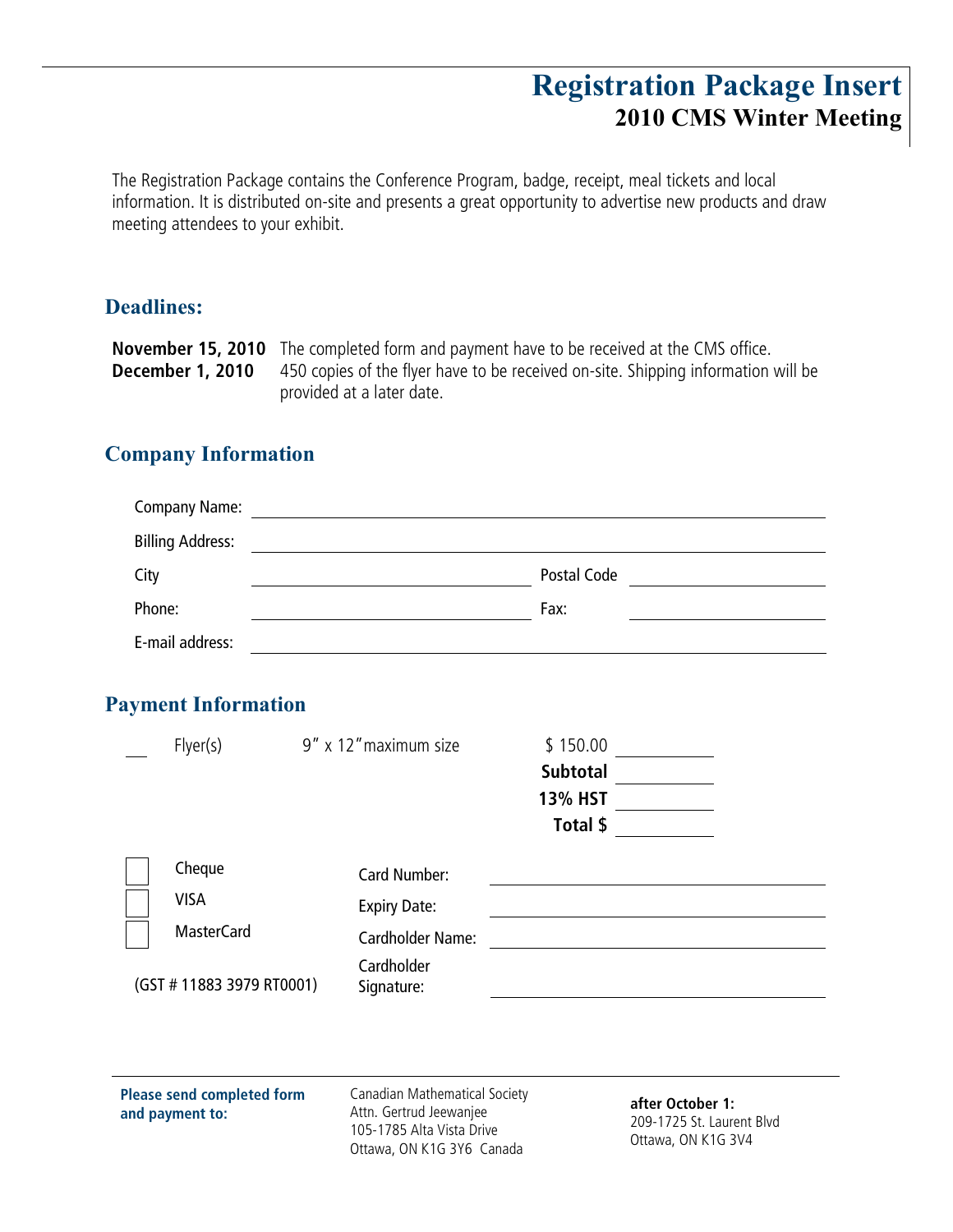# Registration Package Insert
## 2010 CMS Winter Meeting

The Registration Package contains the Conference Program, badge, receipt, meal tickets and local information. It is distributed on-site and presents a great opportunity to advertise new products and draw meeting attendees to your exhibit.

## Deadlines:

**November 15, 2010** The completed form and payment have to be received at the CMS office.

**December 1, 2010** 450 copies of the flyer have to be received on-site. Shipping information will be provided at a later date.

## Company Information

Company Name: ______________________________

Billing Address: ______________________________

City ______________________ Postal Code ______________

Phone: ______________________ Fax: ______________

E-mail address: ______________________________

## Payment Information

| | | | | |
|---|---|---|---|---|
| ___ | Flyer(s) | 9″ x 12″ maximum size | $ 150.00 | ________ |
| | | | **Subtotal** | ________ |
| | | | **13% HST** | ________ |
| | | | **Total $** | ________ |

☐ Cheque

☐ VISA

☐ MasterCard

(GST # 11883 3979 RT0001)

Card Number: ______________________________

Expiry Date: ______________________________

Cardholder Name: ______________________________

Cardholder Signature: ______________________________

---

**Please send completed form and payment to:**

Canadian Mathematical Society
Attn. Gertrud Jeewanjee
105-1785 Alta Vista Drive
Ottawa, ON K1G 3Y6 Canada

**after October 1:**
209-1725 St. Laurent Blvd
Ottawa, ON K1G 3V4